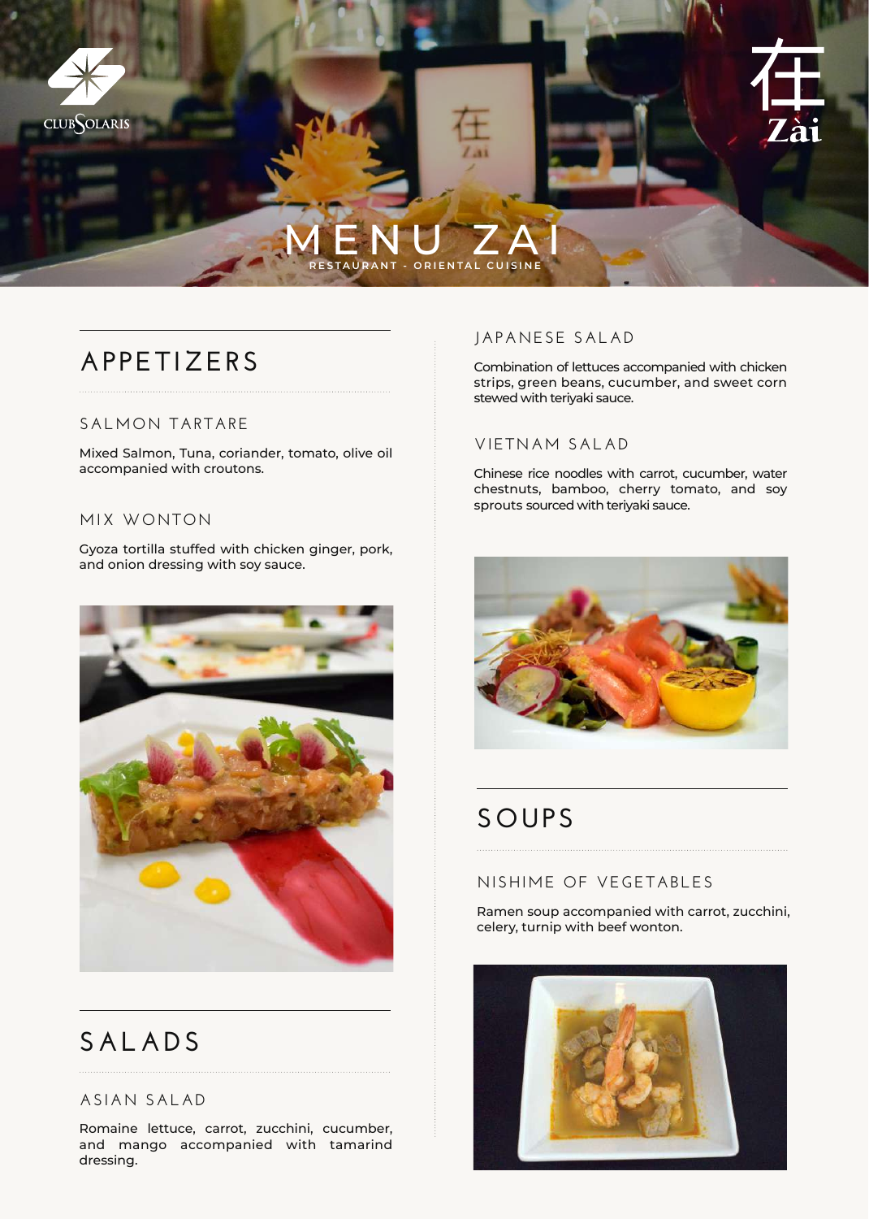CLUB SOLARIS

在 Zài

# MENU ZAI

RESTAURANT - ORIENTAL CUISINE

## APPETIZERS

### SALMON TARTARE

Mixed Salmon, Tuna, coriander, tomato, olive oil accompanied with croutons.

### MIX WONTON

Gyoza tortilla stuffed with chicken ginger, pork, and onion dressing with soy sauce.

## SALADS

### ASIAN SALAD

Romaine lettuce, carrot, zucchini, cucumber, and mango accompanied with tamarind dressing.

### JAPANESE SALAD

Combination of lettuces accompanied with chicken strips, green beans, cucumber, and sweet corn stewed with teriyaki sauce.

### VIETNAM SALAD

Chinese rice noodles with carrot, cucumber, water chestnuts, bamboo, cherry tomato, and soy sprouts sourced with teriyaki sauce.

## SOUPS

### NISHIME OF VEGETABLES

Ramen soup accompanied with carrot, zucchini, celery, turnip with beef wonton.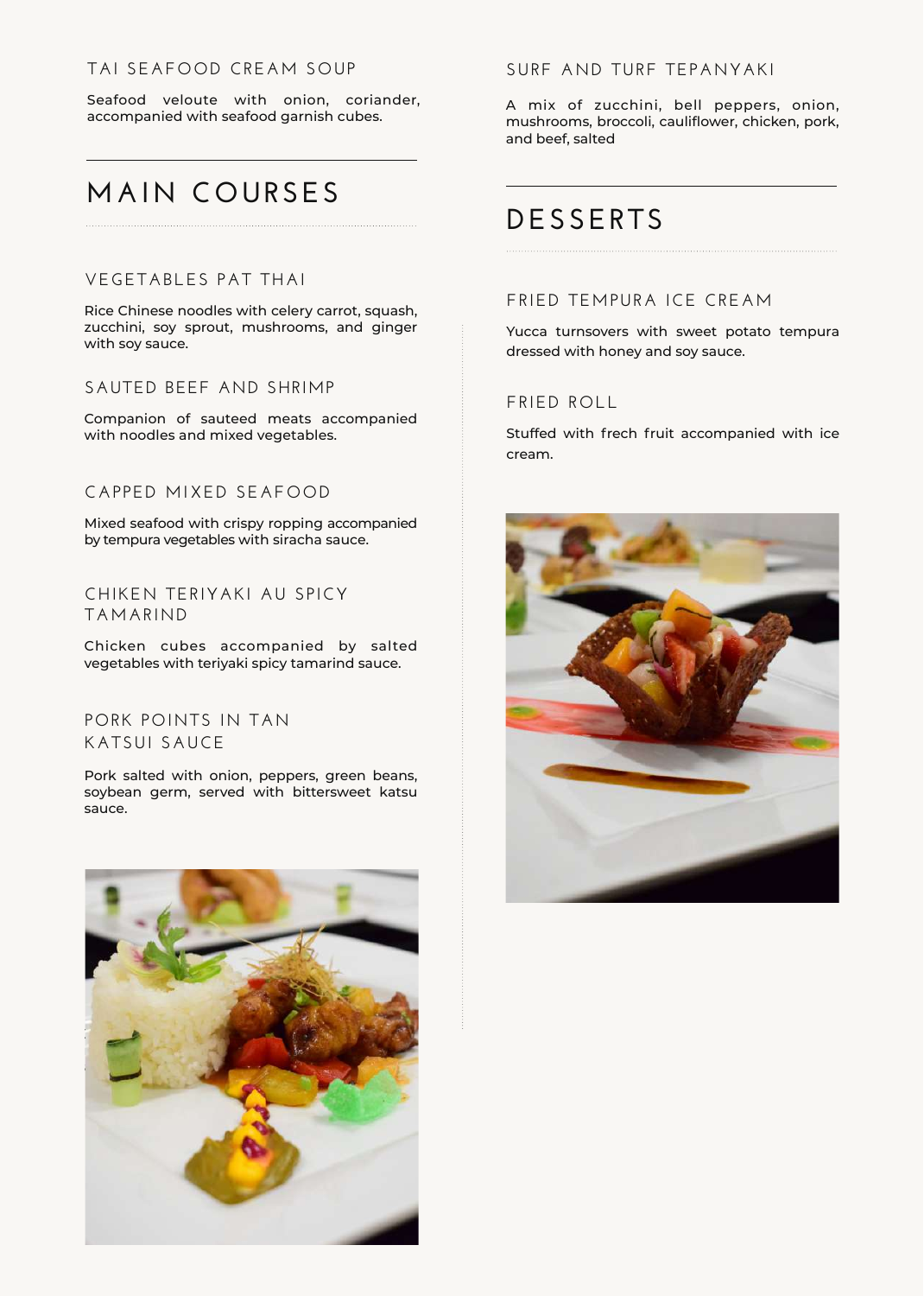### TAI SEAFOOD CREAM SOUP

Seafood veloute with onion, coriander, accompanied with seafood garnish cubes.

## MAIN COURSES

### VEGETABLES PAT THAI

Rice Chinese noodles with celery carrot, squash, zucchini, soy sprout, mushrooms, and ginger with soy sauce.

### SAUTED BEEF AND SHRIMP

Companion of sauteed meats accompanied with noodles and mixed vegetables.

### CAPPED MIXED SEAFOOD

Mixed seafood with crispy ropping accompanied by tempura vegetables with siracha sauce.

### CHIKEN TERIYAKI AU SPICY TAMARIND

Chicken cubes accompanied by salted vegetables with teriyaki spicy tamarind sauce.

### PORK POINTS IN TAN KATSUI SAUCE

Pork salted with onion, peppers, green beans, soybean germ, served with bittersweet katsu sauce.

### SURF AND TURF TEPANYAKI

A mix of zucchini, bell peppers, onion, mushrooms, broccoli, cauliflower, chicken, pork, and beef, salted

## DESSERTS

### FRIED TEMPURA ICE CREAM

Yucca turnsovers with sweet potato tempura dressed with honey and soy sauce.

### FRIED ROLL

Stuffed with frech fruit accompanied with ice cream.